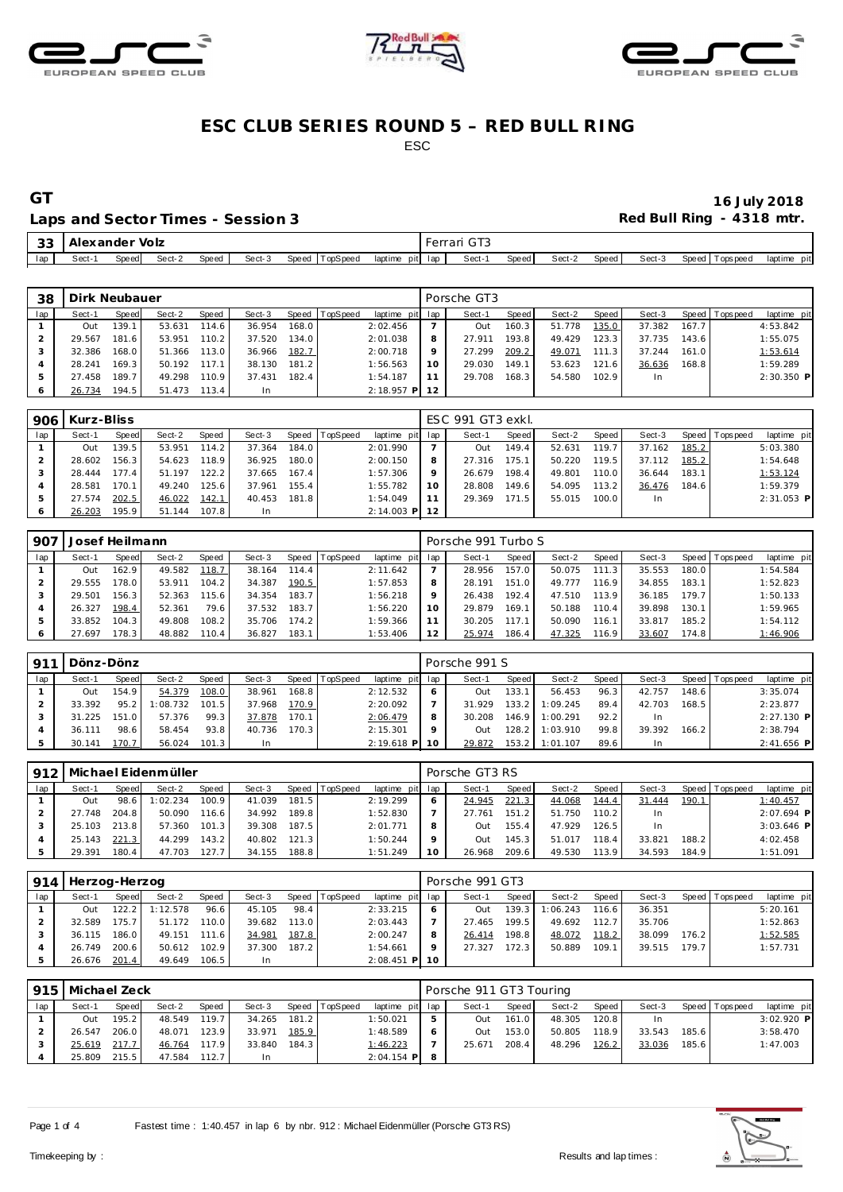# ESC CLUB SERIES ROUND 5 – RED BULL RING

ESC

## GT

**16 July 2018**

### Laps and Sector Times - Session 3

**Red Bull Ring - 4318 mtr.**

| 33 | Alexander Volz | | | | | | | | Ferrari GT3 | | | | | | | | |
|---|---|---|---|---|---|---|---|---|---|---|---|---|---|---|---|---|---|
| lap | Sect-1 | Speed | Sect-2 | Speed | Sect-3 | Speed | TopSpeed | laptime pit | lap | Sect-1 | Speed | Sect-2 | Speed | Sect-3 | Speed | Topspeed | laptime pit |

| 38 | Dirk Neubauer | | | | | | | | Porsche GT3 | | | | | | | | |
|---|---|---|---|---|---|---|---|---|---|---|---|---|---|---|---|---|---|
| lap | Sect-1 | Speed | Sect-2 | Speed | Sect-3 | Speed | TopSpeed | laptime pit | lap | Sect-1 | Speed | Sect-2 | Speed | Sect-3 | Speed | Topspeed | laptime pit |
| 1 | Out | 139.1 | 53.631 | 114.6 | 36.954 | 168.0 | | 2:02.456 | 7 | Out | 160.3 | 51.778 | 135.0 | 37.382 | 167.7 | | 4:53.842 |
| 2 | 29.567 | 181.6 | 53.951 | 110.2 | 37.520 | 134.0 | | 2:01.038 | 8 | 27.911 | 193.8 | 49.429 | 123.3 | 37.735 | 143.6 | | 1:55.075 |
| 3 | 32.386 | 168.0 | 51.366 | 113.0 | 36.966 | 182.7 | | 2:00.718 | 9 | 27.299 | 209.2 | 49.071 | 111.3 | 37.244 | 161.0 | | 1:53.614 |
| 4 | 28.241 | 169.3 | 50.192 | 117.1 | 38.130 | 181.2 | | 1:56.563 | 10 | 29.030 | 149.1 | 53.623 | 121.6 | 36.636 | 168.8 | | 1:59.289 |
| 5 | 27.458 | 189.7 | 49.298 | 110.9 | 37.431 | 182.4 | | 1:54.187 | 11 | 29.708 | 168.3 | 54.580 | 102.9 | In | | | 2:30.350 P |
| 6 | 26.734 | 194.5 | 51.473 | 113.4 | In | | | 2:18.957 P | 12 | | | | | | | | |

| 906 | Kurz-Bliss | | | | | | | | ESC 991 GT3 exkl. | | | | | | | | |
|---|---|---|---|---|---|---|---|---|---|---|---|---|---|---|---|---|---|
| lap | Sect-1 | Speed | Sect-2 | Speed | Sect-3 | Speed | TopSpeed | laptime pit | lap | Sect-1 | Speed | Sect-2 | Speed | Sect-3 | Speed | Topspeed | laptime pit |
| 1 | Out | 139.5 | 53.951 | 114.2 | 37.364 | 184.0 | | 2:01.990 | 7 | Out | 149.4 | 52.631 | 119.7 | 37.162 | 185.2 | | 5:03.380 |
| 2 | 28.602 | 156.3 | 54.623 | 118.9 | 36.925 | 180.0 | | 2:00.150 | 8 | 27.316 | 175.1 | 50.220 | 119.5 | 37.112 | 185.2 | | 1:54.648 |
| 3 | 28.444 | 177.4 | 51.197 | 122.2 | 37.665 | 167.4 | | 1:57.306 | 9 | 26.679 | 198.4 | 49.801 | 110.0 | 36.644 | 183.1 | | 1:53.124 |
| 4 | 28.581 | 170.1 | 49.240 | 125.6 | 37.961 | 155.4 | | 1:55.782 | 10 | 28.808 | 149.6 | 54.095 | 113.2 | 36.476 | 184.6 | | 1:59.379 |
| 5 | 27.574 | 202.5 | 46.022 | 142.1 | 40.453 | 181.8 | | 1:54.049 | 11 | 29.369 | 171.5 | 55.015 | 100.0 | In | | | 2:31.053 P |
| 6 | 26.203 | 195.9 | 51.144 | 107.8 | In | | | 2:14.003 P | 12 | | | | | | | | |

| 907 | Josef Heilmann | | | | | | | | Porsche 991 Turbo S | | | | | | | | |
|---|---|---|---|---|---|---|---|---|---|---|---|---|---|---|---|---|---|
| lap | Sect-1 | Speed | Sect-2 | Speed | Sect-3 | Speed | TopSpeed | laptime pit | lap | Sect-1 | Speed | Sect-2 | Speed | Sect-3 | Speed | Topspeed | laptime pit |
| 1 | Out | 162.9 | 49.582 | 118.7 | 38.164 | 114.4 | | 2:11.642 | 7 | 28.956 | 157.0 | 50.075 | 111.3 | 35.553 | 180.0 | | 1:54.584 |
| 2 | 29.555 | 178.0 | 53.911 | 104.2 | 34.387 | 190.5 | | 1:57.853 | 8 | 28.191 | 151.0 | 49.777 | 116.9 | 34.855 | 183.1 | | 1:52.823 |
| 3 | 29.501 | 156.3 | 52.363 | 115.6 | 34.354 | 183.7 | | 1:56.218 | 9 | 26.438 | 192.4 | 47.510 | 113.9 | 36.185 | 179.7 | | 1:50.133 |
| 4 | 26.327 | 198.4 | 52.361 | 79.6 | 37.532 | 183.7 | | 1:56.220 | 10 | 29.879 | 169.1 | 50.188 | 110.4 | 39.898 | 130.1 | | 1:59.965 |
| 5 | 33.852 | 104.3 | 49.808 | 108.2 | 35.706 | 174.2 | | 1:59.366 | 11 | 30.205 | 117.1 | 50.090 | 116.1 | 33.817 | 185.2 | | 1:54.112 |
| 6 | 27.697 | 178.3 | 48.882 | 110.4 | 36.827 | 183.1 | | 1:53.406 | 12 | 25.974 | 186.4 | 47.325 | 116.9 | 33.607 | 174.8 | | 1:46.906 |

| 911 | Dönz-Dönz | | | | | | | | Porsche 991 S | | | | | | | | |
|---|---|---|---|---|---|---|---|---|---|---|---|---|---|---|---|---|---|
| lap | Sect-1 | Speed | Sect-2 | Speed | Sect-3 | Speed | TopSpeed | laptime pit | lap | Sect-1 | Speed | Sect-2 | Speed | Sect-3 | Speed | Topspeed | laptime pit |
| 1 | Out | 154.9 | 54.379 | 108.0 | 38.961 | 168.8 | | 2:12.532 | 6 | Out | 133.1 | 56.453 | 96.3 | 42.757 | 148.6 | | 3:35.074 |
| 2 | 33.392 | 95.2 | 1:08.732 | 101.5 | 37.968 | 170.9 | | 2:20.092 | 7 | 31.929 | 133.2 | 1:09.245 | 89.4 | 42.703 | 168.5 | | 2:23.877 |
| 3 | 31.225 | 151.0 | 57.376 | 99.3 | 37.878 | 170.1 | | 2:06.479 | 8 | 30.208 | 146.9 | 1:00.291 | 92.2 | In | | | 2:27.130 P |
| 4 | 36.111 | 98.6 | 58.454 | 93.8 | 40.736 | 170.3 | | 2:15.301 | 9 | Out | 128.2 | 1:03.910 | 99.8 | 39.392 | 166.2 | | 2:38.794 |
| 5 | 30.141 | 170.7 | 56.024 | 101.3 | In | | | 2:19.618 P | 10 | 29.872 | 153.2 | 1:01.107 | 89.6 | In | | | 2:41.656 P |

| 912 | Michael Eidenmüller | | | | | | | | Porsche GT3 RS | | | | | | | | |
|---|---|---|---|---|---|---|---|---|---|---|---|---|---|---|---|---|---|
| lap | Sect-1 | Speed | Sect-2 | Speed | Sect-3 | Speed | TopSpeed | laptime pit | lap | Sect-1 | Speed | Sect-2 | Speed | Sect-3 | Speed | Topspeed | laptime pit |
| 1 | Out | 98.6 | 1:02.234 | 100.9 | 41.039 | 181.5 | | 2:19.299 | 6 | 24.945 | 221.3 | 44.068 | 144.4 | 31.444 | 190.1 | | 1:40.457 |
| 2 | 27.748 | 204.8 | 50.090 | 116.6 | 34.992 | 189.8 | | 1:52.830 | 7 | 27.761 | 151.2 | 51.750 | 110.2 | In | | | 2:07.694 P |
| 3 | 25.103 | 213.8 | 57.360 | 101.3 | 39.308 | 187.5 | | 2:01.771 | 8 | Out | 155.4 | 47.929 | 126.5 | In | | | 3:03.646 P |
| 4 | 25.143 | 221.3 | 44.299 | 143.2 | 40.802 | 121.3 | | 1:50.244 | 9 | Out | 145.3 | 51.017 | 118.4 | 33.821 | 188.2 | | 4:02.458 |
| 5 | 29.391 | 180.4 | 47.703 | 127.7 | 34.155 | 188.8 | | 1:51.249 | 10 | 26.968 | 209.6 | 49.530 | 113.9 | 34.593 | 184.9 | | 1:51.091 |

| 914 | Herzog-Herzog | | | | | | | | Porsche 991 GT3 | | | | | | | | |
|---|---|---|---|---|---|---|---|---|---|---|---|---|---|---|---|---|---|
| lap | Sect-1 | Speed | Sect-2 | Speed | Sect-3 | Speed | TopSpeed | laptime pit | lap | Sect-1 | Speed | Sect-2 | Speed | Sect-3 | Speed | Topspeed | laptime pit |
| 1 | Out | 122.2 | 1:12.578 | 96.6 | 45.105 | 98.4 | | 2:33.215 | 6 | Out | 139.3 | 1:06.243 | 116.6 | 36.351 | | | 5:20.161 |
| 2 | 32.589 | 175.7 | 51.172 | 110.0 | 39.682 | 113.0 | | 2:03.443 | 7 | 27.465 | 199.5 | 49.692 | 112.7 | 35.706 | | | 1:52.863 |
| 3 | 36.115 | 186.0 | 49.151 | 111.6 | 34.981 | 187.8 | | 2:00.247 | 8 | 26.414 | 198.8 | 48.072 | 118.2 | 38.099 | 176.2 | | 1:52.585 |
| 4 | 26.749 | 200.6 | 50.612 | 102.9 | 37.300 | 187.2 | | 1:54.661 | 9 | 27.327 | 172.3 | 50.889 | 109.1 | 39.515 | 179.7 | | 1:57.731 |
| 5 | 26.676 | 201.4 | 49.649 | 106.5 | In | | | 2:08.451 P | 10 | | | | | | | | |

| 915 | Michael Zeck | | | | | | | | Porsche 911 GT3 Touring | | | | | | | | |
|---|---|---|---|---|---|---|---|---|---|---|---|---|---|---|---|---|---|
| lap | Sect-1 | Speed | Sect-2 | Speed | Sect-3 | Speed | TopSpeed | laptime pit | lap | Sect-1 | Speed | Sect-2 | Speed | Sect-3 | Speed | Topspeed | laptime pit |
| 1 | Out | 195.2 | 48.549 | 119.7 | 34.265 | 181.2 | | 1:50.021 | 5 | Out | 161.0 | 48.305 | 120.8 | In | | | 3:02.920 P |
| 2 | 26.547 | 206.0 | 48.071 | 123.9 | 33.971 | 185.9 | | 1:48.589 | 6 | Out | 153.0 | 50.805 | 118.9 | 33.543 | 185.6 | | 3:58.470 |
| 3 | 25.619 | 217.7 | 46.764 | 117.9 | 33.840 | 184.3 | | 1:46.223 | 7 | 25.671 | 208.4 | 48.296 | 126.2 | 33.036 | 185.6 | | 1:47.003 |
| 4 | 25.809 | 215.5 | 47.584 | 112.7 | In | | | 2:04.154 P | 8 | | | | | | | | |

Fastest time : 1:40.457 in lap 6 by nbr. 912 : Michael Eidenmüller (Porsche GT3 RS)

Timekeeping by : Results and lap times :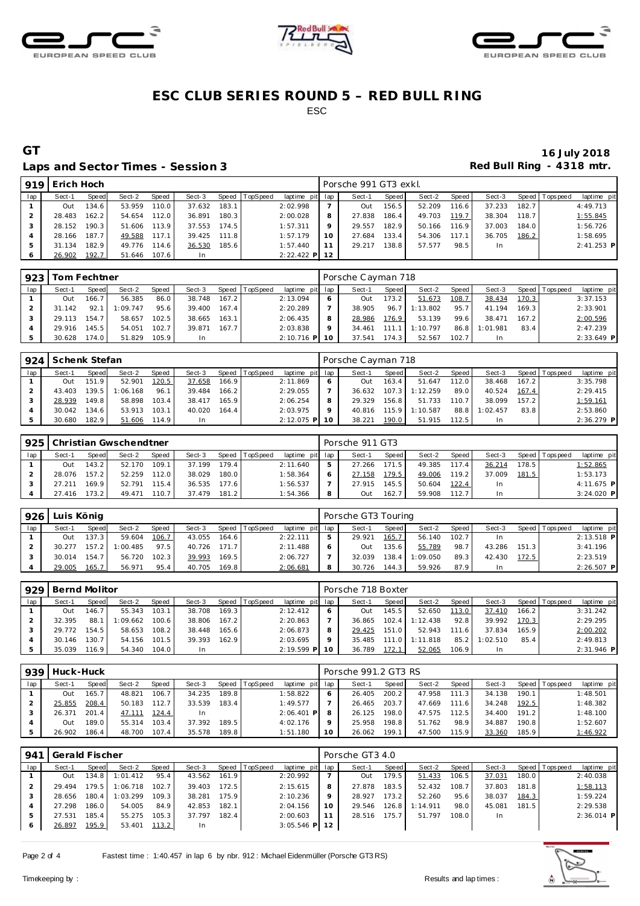# ESC CLUB SERIES ROUND 5 – RED BULL RING

ESC

## GT

### Laps and Sector Times - Session 3

16 July 2018

Red Bull Ring - 4318 mtr.

| 919 | Erich Hoch | | | | | | | | Porsche 991 GT3 exkl. | | | | | | | | |
|---|---|---|---|---|---|---|---|---|---|---|---|---|---|---|---|---|---|
| lap | Sect-1 | Speed | Sect-2 | Speed | Sect-3 | Speed | TopSpeed | laptime pit | lap | Sect-1 | Speed | Sect-2 | Speed | Sect-3 | Speed | Topspeed | laptime pit |
| 1 | Out | 134.6 | 53.959 | 110.0 | 37.632 | 183.1 | | 2:02.998 | 7 | Out | 156.5 | 52.209 | 116.6 | 37.233 | 182.7 | | 4:49.713 |
| 2 | 28.483 | 162.2 | 54.654 | 112.0 | 36.891 | 180.3 | | 2:00.028 | 8 | 27.838 | 186.4 | 49.703 | 119.7 | 38.304 | 118.7 | | 1:55.845 |
| 3 | 28.152 | 190.3 | 51.606 | 113.9 | 37.553 | 174.5 | | 1:57.311 | 9 | 29.557 | 182.9 | 50.166 | 116.9 | 37.003 | 184.0 | | 1:56.726 |
| 4 | 28.166 | 187.7 | 49.588 | 117.1 | 39.425 | 111.8 | | 1:57.179 | 10 | 27.684 | 133.4 | 54.306 | 117.1 | 36.705 | 186.2 | | 1:58.695 |
| 5 | 31.134 | 182.9 | 49.776 | 114.6 | 36.530 | 185.6 | | 1:57.440 | 11 | 29.217 | 138.8 | 57.577 | 98.5 | In | | | 2:41.253 P |
| 6 | 26.902 | 192.7 | 51.646 | 107.6 | In | | | 2:22.422 P | 12 | | | | | | | | |

| 923 | Tom Fechtner | | | | | | | | Porsche Cayman 718 | | | | | | | | |
|---|---|---|---|---|---|---|---|---|---|---|---|---|---|---|---|---|---|
| lap | Sect-1 | Speed | Sect-2 | Speed | Sect-3 | Speed | TopSpeed | laptime pit | lap | Sect-1 | Speed | Sect-2 | Speed | Sect-3 | Speed | Topspeed | laptime pit |
| 1 | Out | 166.7 | 56.385 | 86.0 | 38.748 | 167.2 | | 2:13.094 | 6 | Out | 173.2 | 51.673 | 108.7 | 38.434 | 170.3 | | 3:37.153 |
| 2 | 31.142 | 92.1 | 1:09.747 | 95.6 | 39.400 | 167.4 | | 2:20.289 | 7 | 38.905 | 96.7 | 1:13.802 | 95.7 | 41.194 | 169.3 | | 2:33.901 |
| 3 | 29.113 | 154.7 | 58.657 | 102.5 | 38.665 | 163.1 | | 2:06.435 | 8 | 28.986 | 176.9 | 53.139 | 99.6 | 38.471 | 167.2 | | 2:00.596 |
| 4 | 29.916 | 145.5 | 54.051 | 102.7 | 39.871 | 167.7 | | 2:03.838 | 9 | 34.461 | 111.1 | 1:10.797 | 86.8 | 1:01.981 | 83.4 | | 2:47.239 |
| 5 | 30.628 | 174.0 | 51.829 | 105.9 | In | | | 2:10.716 P | 10 | 37.541 | 174.3 | 52.567 | 102.7 | In | | | 2:33.649 P |

| 924 | Schenk Stefan | | | | | | | | Porsche Cayman 718 | | | | | | | | |
|---|---|---|---|---|---|---|---|---|---|---|---|---|---|---|---|---|---|
| lap | Sect-1 | Speed | Sect-2 | Speed | Sect-3 | Speed | TopSpeed | laptime pit | lap | Sect-1 | Speed | Sect-2 | Speed | Sect-3 | Speed | Topspeed | laptime pit |
| 1 | Out | 151.9 | 52.901 | 120.5 | 37.658 | 166.9 | | 2:11.869 | 6 | Out | 163.4 | 51.647 | 112.0 | 38.468 | 167.2 | | 3:35.798 |
| 2 | 43.403 | 139.5 | 1:06.168 | 96.1 | 39.484 | 166.2 | | 2:29.055 | 7 | 36.632 | 107.3 | 1:12.259 | 89.0 | 40.524 | 167.4 | | 2:29.415 |
| 3 | 28.939 | 149.8 | 58.898 | 103.4 | 38.417 | 165.9 | | 2:06.254 | 8 | 29.329 | 156.8 | 51.733 | 110.7 | 38.099 | 157.2 | | 1:59.161 |
| 4 | 30.042 | 134.6 | 53.913 | 103.1 | 40.020 | 164.4 | | 2:03.975 | 9 | 40.816 | 115.9 | 1:10.587 | 88.8 | 1:02.457 | 83.8 | | 2:53.860 |
| 5 | 30.680 | 182.9 | 51.606 | 114.9 | In | | | 2:12.075 P | 10 | 38.221 | 190.0 | 51.915 | 112.5 | In | | | 2:36.279 P |

| 925 | Christian Gwschendtner | | | | | | | | Porsche 911 GT3 | | | | | | | | |
|---|---|---|---|---|---|---|---|---|---|---|---|---|---|---|---|---|---|
| lap | Sect-1 | Speed | Sect-2 | Speed | Sect-3 | Speed | TopSpeed | laptime pit | lap | Sect-1 | Speed | Sect-2 | Speed | Sect-3 | Speed | Topspeed | laptime pit |
| 1 | Out | 143.2 | 52.170 | 109.1 | 37.199 | 179.4 | | 2:11.640 | 5 | 27.266 | 171.5 | 49.385 | 117.4 | 36.214 | 178.5 | | 1:52.865 |
| 2 | 28.076 | 157.2 | 52.259 | 112.0 | 38.029 | 180.0 | | 1:58.364 | 6 | 27.158 | 179.5 | 49.006 | 119.2 | 37.009 | 181.5 | | 1:53.173 |
| 3 | 27.211 | 169.9 | 52.791 | 115.4 | 36.535 | 177.6 | | 1:56.537 | 7 | 27.915 | 145.5 | 50.604 | 122.4 | In | | | 4:11.675 P |
| 4 | 27.416 | 173.2 | 49.471 | 110.7 | 37.479 | 181.2 | | 1:54.366 | 8 | Out | 162.7 | 59.908 | 112.7 | In | | | 3:24.020 P |

| 926 | Luis König | | | | | | | | Porsche GT3 Touring | | | | | | | | |
|---|---|---|---|---|---|---|---|---|---|---|---|---|---|---|---|---|---|
| lap | Sect-1 | Speed | Sect-2 | Speed | Sect-3 | Speed | TopSpeed | laptime pit | lap | Sect-1 | Speed | Sect-2 | Speed | Sect-3 | Speed | Topspeed | laptime pit |
| 1 | Out | 137.3 | 59.604 | 106.7 | 43.055 | 164.6 | | 2:22.111 | 5 | 29.921 | 165.7 | 56.140 | 102.7 | In | | | 2:13.518 P |
| 2 | 30.277 | 157.2 | 1:00.485 | 97.5 | 40.726 | 171.7 | | 2:11.488 | 6 | Out | 135.6 | 55.789 | 98.7 | 43.286 | 151.3 | | 3:41.196 |
| 3 | 30.014 | 154.7 | 56.720 | 102.3 | 39.993 | 169.5 | | 2:06.727 | 7 | 32.039 | 138.4 | 1:09.050 | 89.3 | 42.430 | 172.5 | | 2:23.519 |
| 4 | 29.005 | 165.7 | 56.971 | 95.4 | 40.705 | 169.8 | | 2:06.681 | 8 | 30.726 | 144.3 | 59.926 | 87.9 | In | | | 2:26.507 P |

| 929 | Bernd Molitor | | | | | | | | Porsche 718 Boxter | | | | | | | | |
|---|---|---|---|---|---|---|---|---|---|---|---|---|---|---|---|---|---|
| lap | Sect-1 | Speed | Sect-2 | Speed | Sect-3 | Speed | TopSpeed | laptime pit | lap | Sect-1 | Speed | Sect-2 | Speed | Sect-3 | Speed | Topspeed | laptime pit |
| 1 | Out | 146.7 | 55.343 | 103.1 | 38.708 | 169.3 | | 2:12.412 | 6 | Out | 145.5 | 52.650 | 113.0 | 37.410 | 166.2 | | 3:31.242 |
| 2 | 32.395 | 88.1 | 1:09.662 | 100.6 | 38.806 | 167.2 | | 2:20.863 | 7 | 36.865 | 102.4 | 1:12.438 | 92.8 | 39.992 | 170.3 | | 2:29.295 |
| 3 | 29.772 | 154.5 | 58.653 | 108.2 | 38.448 | 165.6 | | 2:06.873 | 8 | 29.425 | 151.0 | 52.943 | 111.6 | 37.834 | 165.9 | | 2:00.202 |
| 4 | 30.146 | 130.7 | 54.156 | 101.5 | 39.393 | 162.9 | | 2:03.695 | 9 | 35.485 | 111.0 | 1:11.818 | 85.2 | 1:02.510 | 85.4 | | 2:49.813 |
| 5 | 35.039 | 116.9 | 54.340 | 104.0 | In | | | 2:19.599 P | 10 | 36.789 | 172.1 | 52.065 | 106.9 | In | | | 2:31.946 P |

| 939 | Huck-Huck | | | | | | | | Porsche 991.2 GT3 RS | | | | | | | | |
|---|---|---|---|---|---|---|---|---|---|---|---|---|---|---|---|---|---|
| lap | Sect-1 | Speed | Sect-2 | Speed | Sect-3 | Speed | TopSpeed | laptime pit | lap | Sect-1 | Speed | Sect-2 | Speed | Sect-3 | Speed | Topspeed | laptime pit |
| 1 | Out | 165.7 | 48.821 | 106.7 | 34.235 | 189.8 | | 1:58.822 | 6 | 26.405 | 200.2 | 47.958 | 111.3 | 34.138 | 190.1 | | 1:48.501 |
| 2 | 25.855 | 208.4 | 50.183 | 112.7 | 33.539 | 183.4 | | 1:49.577 | 7 | 26.465 | 203.7 | 47.669 | 111.6 | 34.248 | 192.5 | | 1:48.382 |
| 3 | 26.371 | 201.4 | 47.111 | 124.4 | In | | | 2:06.401 P | 8 | 26.125 | 198.0 | 47.575 | 112.5 | 34.400 | 191.2 | | 1:48.100 |
| 4 | Out | 189.0 | 55.314 | 103.4 | 37.392 | 189.5 | | 4:02.176 | 9 | 25.958 | 198.8 | 51.762 | 98.9 | 34.887 | 190.8 | | 1:52.607 |
| 5 | 26.902 | 186.4 | 48.700 | 107.4 | 35.578 | 189.8 | | 1:51.180 | 10 | 26.062 | 199.1 | 47.500 | 115.9 | 33.360 | 185.9 | | 1:46.922 |

| 941 | Gerald Fischer | | | | | | | | Porsche GT3 4.0 | | | | | | | | |
|---|---|---|---|---|---|---|---|---|---|---|---|---|---|---|---|---|---|
| lap | Sect-1 | Speed | Sect-2 | Speed | Sect-3 | Speed | TopSpeed | laptime pit | lap | Sect-1 | Speed | Sect-2 | Speed | Sect-3 | Speed | Topspeed | laptime pit |
| 1 | Out | 134.8 | 1:01.412 | 95.4 | 43.562 | 161.9 | | 2:20.992 | 7 | Out | 179.5 | 51.433 | 106.5 | 37.031 | 180.0 | | 2:40.038 |
| 2 | 29.494 | 179.5 | 1:06.718 | 102.7 | 39.403 | 172.5 | | 2:15.615 | 8 | 27.878 | 183.5 | 52.432 | 108.7 | 37.803 | 181.8 | | 1:58.113 |
| 3 | 28.656 | 180.4 | 1:03.299 | 109.3 | 38.281 | 175.9 | | 2:10.236 | 9 | 28.927 | 173.2 | 52.260 | 95.6 | 38.037 | 184.3 | | 1:59.224 |
| 4 | 27.298 | 186.0 | 54.005 | 84.9 | 42.853 | 182.1 | | 2:04.156 | 10 | 29.546 | 126.8 | 1:14.911 | 98.0 | 45.081 | 181.5 | | 2:29.538 |
| 5 | 27.531 | 185.4 | 55.275 | 105.3 | 37.797 | 182.4 | | 2:00.603 | 11 | 28.516 | 175.7 | 51.797 | 108.0 | In | | | 2:36.014 P |
| 6 | 26.897 | 195.9 | 53.401 | 113.2 | In | | | 3:05.546 P | 12 | | | | | | | | |

Fastest time : 1:40.457 in lap 6 by nbr. 912 : Michael Eidenmüller (Porsche GT3 RS)

Timekeeping by : Results and lap times :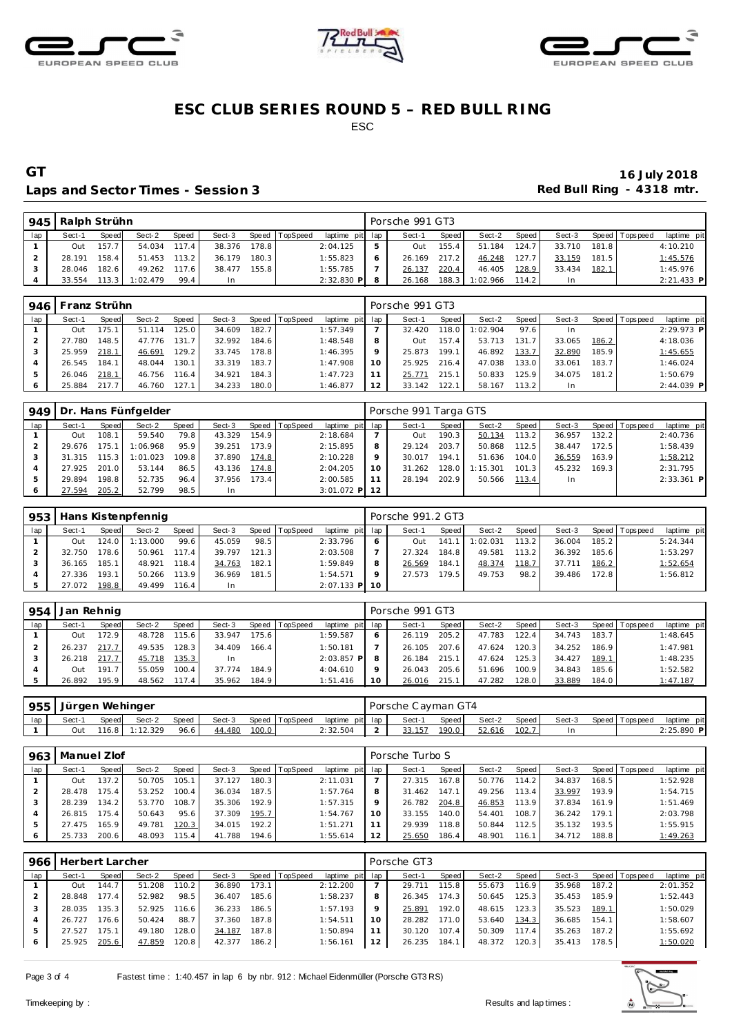# ESC CLUB SERIES ROUND 5 – RED BULL RING

ESC

## GT

**16 July 2018**

### Laps and Sector Times - Session 3

**Red Bull Ring - 4318 mtr.**

| 945 | Ralph Strühn | | | | | | | | | Porsche 991 GT3 | | | | | | | | |
|---|---|---|---|---|---|---|---|---|---|---|---|---|---|---|---|---|---|---|
| lap | Sect-1 | Speed | Sect-2 | Speed | Sect-3 | Speed | TopSpeed | laptime pit | lap | Sect-1 | Speed | Sect-2 | Speed | Sect-3 | Speed | Topspeed | laptime pit |
| 1 | Out | 157.7 | 54.034 | 117.4 | 38.376 | 178.8 | | 2:04.125 | 5 | Out | 155.4 | 51.184 | 124.7 | 33.710 | 181.8 | | 4:10.210 |
| 2 | 28.191 | 158.4 | 51.453 | 113.2 | 36.179 | 180.3 | | 1:55.823 | 6 | 26.169 | 217.2 | 46.248 | 127.7 | 33.159 | 181.5 | | 1:45.576 |
| 3 | 28.046 | 182.6 | 49.262 | 117.6 | 38.477 | 155.8 | | 1:55.785 | 7 | 26.137 | 220.4 | 46.405 | 128.9 | 33.434 | 182.1 | | 1:45.976 |
| 4 | 33.554 | 113.3 | 1:02.479 | 99.4 | In | | | 2:32.830 P | 8 | 26.168 | 188.3 | 1:02.966 | 114.2 | In | | | 2:21.433 P |

| 946 | Franz Strühn | | | | | | | | | Porsche 991 GT3 | | | | | | | | |
|---|---|---|---|---|---|---|---|---|---|---|---|---|---|---|---|---|---|---|
| lap | Sect-1 | Speed | Sect-2 | Speed | Sect-3 | Speed | TopSpeed | laptime pit | lap | Sect-1 | Speed | Sect-2 | Speed | Sect-3 | Speed | Topspeed | laptime pit |
| 1 | Out | 175.1 | 51.114 | 125.0 | 34.609 | 182.7 | | 1:57.349 | 7 | 32.420 | 118.0 | 1:02.904 | 97.6 | In | | | 2:29.973 P |
| 2 | 27.780 | 148.5 | 47.776 | 131.7 | 32.992 | 184.6 | | 1:48.548 | 8 | Out | 157.4 | 53.713 | 131.7 | 33.065 | 186.2 | | 4:18.036 |
| 3 | 25.959 | 218.1 | 46.691 | 129.2 | 33.745 | 178.8 | | 1:46.395 | 9 | 25.873 | 199.1 | 46.892 | 133.7 | 32.890 | 185.9 | | 1:45.655 |
| 4 | 26.545 | 184.1 | 48.044 | 130.1 | 33.319 | 183.7 | | 1:47.908 | 10 | 25.925 | 216.4 | 47.038 | 133.0 | 33.061 | 183.7 | | 1:46.024 |
| 5 | 26.046 | 218.1 | 46.756 | 116.4 | 34.921 | 184.3 | | 1:47.723 | 11 | 25.771 | 215.1 | 50.833 | 125.9 | 34.075 | 181.2 | | 1:50.679 |
| 6 | 25.884 | 217.7 | 46.760 | 127.1 | 34.233 | 180.0 | | 1:46.877 | 12 | 33.142 | 122.1 | 58.167 | 113.2 | In | | | 2:44.039 P |

| 949 | Dr. Hans Fünfgelder | | | | | | | | | Porsche 991 Targa GTS | | | | | | | | |
|---|---|---|---|---|---|---|---|---|---|---|---|---|---|---|---|---|---|---|
| lap | Sect-1 | Speed | Sect-2 | Speed | Sect-3 | Speed | TopSpeed | laptime pit | lap | Sect-1 | Speed | Sect-2 | Speed | Sect-3 | Speed | Topspeed | laptime pit |
| 1 | Out | 108.1 | 59.540 | 79.8 | 43.329 | 154.9 | | 2:18.684 | 7 | Out | 190.3 | 50.134 | 113.2 | 36.957 | 132.2 | | 2:40.736 |
| 2 | 29.676 | 175.1 | 1:06.968 | 95.9 | 39.251 | 173.9 | | 2:15.895 | 8 | 29.124 | 203.7 | 50.868 | 112.5 | 38.447 | 172.5 | | 1:58.439 |
| 3 | 31.315 | 115.3 | 1:01.023 | 109.8 | 37.890 | 174.8 | | 2:10.228 | 9 | 30.017 | 194.1 | 51.636 | 104.0 | 36.559 | 163.9 | | 1:58.212 |
| 4 | 27.925 | 201.0 | 53.144 | 86.5 | 43.136 | 174.8 | | 2:04.205 | 10 | 31.262 | 128.0 | 1:15.301 | 101.3 | 45.232 | 169.3 | | 2:31.795 |
| 5 | 29.894 | 198.8 | 52.735 | 96.4 | 37.956 | 173.4 | | 2:00.585 | 11 | 28.194 | 202.9 | 50.566 | 113.4 | In | | | 2:33.361 P |
| 6 | 27.594 | 205.2 | 52.799 | 98.5 | In | | | 3:01.072 P | 12 | | | | | | | | |

| 953 | Hans Kistenpfennig | | | | | | | | | Porsche 991.2 GT3 | | | | | | | | |
|---|---|---|---|---|---|---|---|---|---|---|---|---|---|---|---|---|---|---|
| lap | Sect-1 | Speed | Sect-2 | Speed | Sect-3 | Speed | TopSpeed | laptime pit | lap | Sect-1 | Speed | Sect-2 | Speed | Sect-3 | Speed | Topspeed | laptime pit |
| 1 | Out | 124.0 | 1:13.000 | 99.6 | 45.059 | 98.5 | | 2:33.796 | 6 | Out | 141.1 | 1:02.031 | 113.2 | 36.004 | 185.2 | | 5:24.344 |
| 2 | 32.750 | 178.6 | 50.961 | 117.4 | 39.797 | 121.3 | | 2:03.508 | 7 | 27.324 | 184.8 | 49.581 | 113.2 | 36.392 | 185.6 | | 1:53.297 |
| 3 | 36.165 | 185.1 | 48.921 | 118.4 | 34.763 | 182.1 | | 1:59.849 | 8 | 26.569 | 184.1 | 48.374 | 118.7 | 37.711 | 186.2 | | 1:52.654 |
| 4 | 27.336 | 193.1 | 50.266 | 113.9 | 36.969 | 181.5 | | 1:54.571 | 9 | 27.573 | 179.5 | 49.753 | 98.2 | 39.486 | 172.8 | | 1:56.812 |
| 5 | 27.072 | 198.8 | 49.499 | 116.4 | In | | | 2:07.133 P | 10 | | | | | | | | |

| 954 | Jan Rehnig | | | | | | | | | Porsche 991 GT3 | | | | | | | | |
|---|---|---|---|---|---|---|---|---|---|---|---|---|---|---|---|---|---|---|
| lap | Sect-1 | Speed | Sect-2 | Speed | Sect-3 | Speed | TopSpeed | laptime pit | lap | Sect-1 | Speed | Sect-2 | Speed | Sect-3 | Speed | Topspeed | laptime pit |
| 1 | Out | 172.9 | 48.728 | 115.6 | 33.947 | 175.6 | | 1:59.587 | 6 | 26.119 | 205.2 | 47.783 | 122.4 | 34.743 | 183.7 | | 1:48.645 |
| 2 | 26.237 | 217.7 | 49.535 | 128.3 | 34.409 | 166.4 | | 1:50.181 | 7 | 26.105 | 207.6 | 47.624 | 120.3 | 34.252 | 186.9 | | 1:47.981 |
| 3 | 26.218 | 217.7 | 45.718 | 135.3 | In | | | 2:03.857 P | 8 | 26.184 | 215.1 | 47.624 | 125.3 | 34.427 | 189.1 | | 1:48.235 |
| 4 | Out | 191.7 | 55.059 | 100.4 | 37.774 | 184.9 | | 4:04.610 | 9 | 26.043 | 205.6 | 51.696 | 100.9 | 34.843 | 185.6 | | 1:52.582 |
| 5 | 26.892 | 195.9 | 48.562 | 117.4 | 35.962 | 184.9 | | 1:51.416 | 10 | 26.016 | 215.1 | 47.282 | 128.0 | 33.889 | 184.0 | | 1:47.187 |

| 955 | Jürgen Wehinger | | | | | | | | | Porsche Cayman GT4 | | | | | | | | |
|---|---|---|---|---|---|---|---|---|---|---|---|---|---|---|---|---|---|---|
| lap | Sect-1 | Speed | Sect-2 | Speed | Sect-3 | Speed | TopSpeed | laptime pit | lap | Sect-1 | Speed | Sect-2 | Speed | Sect-3 | Speed | Topspeed | laptime pit |
| 1 | Out | 116.8 | 1:12.329 | 96.6 | 44.480 | 100.0 | | 2:32.504 | 2 | 33.157 | 190.0 | 52.616 | 102.7 | In | | | 2:25.890 P |

| 963 | Manuel Zlof | | | | | | | | | Porsche Turbo S | | | | | | | | |
|---|---|---|---|---|---|---|---|---|---|---|---|---|---|---|---|---|---|---|
| lap | Sect-1 | Speed | Sect-2 | Speed | Sect-3 | Speed | TopSpeed | laptime pit | lap | Sect-1 | Speed | Sect-2 | Speed | Sect-3 | Speed | Topspeed | laptime pit |
| 1 | Out | 137.2 | 50.705 | 105.1 | 37.127 | 180.3 | | 2:11.031 | 7 | 27.315 | 167.8 | 50.776 | 114.2 | 34.837 | 168.5 | | 1:52.928 |
| 2 | 28.478 | 175.4 | 53.252 | 100.4 | 36.034 | 187.5 | | 1:57.764 | 8 | 31.462 | 147.1 | 49.256 | 113.4 | 33.997 | 193.9 | | 1:54.715 |
| 3 | 28.239 | 134.2 | 53.770 | 108.7 | 35.306 | 192.9 | | 1:57.315 | 9 | 26.782 | 204.8 | 46.853 | 113.9 | 37.834 | 161.9 | | 1:51.469 |
| 4 | 26.815 | 175.4 | 50.643 | 95.6 | 37.309 | 195.7 | | 1:54.767 | 10 | 33.155 | 140.0 | 54.401 | 108.7 | 36.242 | 179.1 | | 2:03.798 |
| 5 | 27.475 | 165.9 | 49.781 | 120.3 | 34.015 | 192.2 | | 1:51.271 | 11 | 29.939 | 118.8 | 50.844 | 112.5 | 35.132 | 193.5 | | 1:55.915 |
| 6 | 25.733 | 200.6 | 48.093 | 115.4 | 41.788 | 194.6 | | 1:55.614 | 12 | 25.650 | 186.4 | 48.901 | 116.1 | 34.712 | 188.8 | | 1:49.263 |

| 966 | Herbert Larcher | | | | | | | | | Porsche GT3 | | | | | | | | |
|---|---|---|---|---|---|---|---|---|---|---|---|---|---|---|---|---|---|---|
| lap | Sect-1 | Speed | Sect-2 | Speed | Sect-3 | Speed | TopSpeed | laptime pit | lap | Sect-1 | Speed | Sect-2 | Speed | Sect-3 | Speed | Topspeed | laptime pit |
| 1 | Out | 144.7 | 51.208 | 110.2 | 36.890 | 173.1 | | 2:12.200 | 7 | 29.711 | 115.8 | 55.673 | 116.9 | 35.968 | 187.2 | | 2:01.352 |
| 2 | 28.848 | 177.4 | 52.982 | 98.5 | 36.407 | 185.6 | | 1:58.237 | 8 | 26.345 | 174.3 | 50.645 | 125.3 | 35.453 | 185.9 | | 1:52.443 |
| 3 | 28.035 | 135.3 | 52.925 | 116.6 | 36.233 | 186.5 | | 1:57.193 | 9 | 25.891 | 192.0 | 48.615 | 123.3 | 35.523 | 189.1 | | 1:50.029 |
| 4 | 26.727 | 176.6 | 50.424 | 88.7 | 37.360 | 187.8 | | 1:54.511 | 10 | 28.282 | 171.0 | 53.640 | 134.3 | 36.685 | 154.1 | | 1:58.607 |
| 5 | 27.527 | 175.1 | 49.180 | 128.0 | 34.187 | 187.8 | | 1:50.894 | 11 | 30.120 | 107.4 | 50.309 | 117.4 | 35.263 | 187.2 | | 1:55.692 |
| 6 | 25.925 | 205.6 | 47.859 | 120.8 | 42.377 | 186.2 | | 1:56.161 | 12 | 26.235 | 184.1 | 48.372 | 120.3 | 35.413 | 178.5 | | 1:50.020 |

Fastest time : 1:40.457 in lap 6 by nbr. 912 : Michael Eidenmüller (Porsche GT3 RS)

Timekeeping by :

Results and lap times :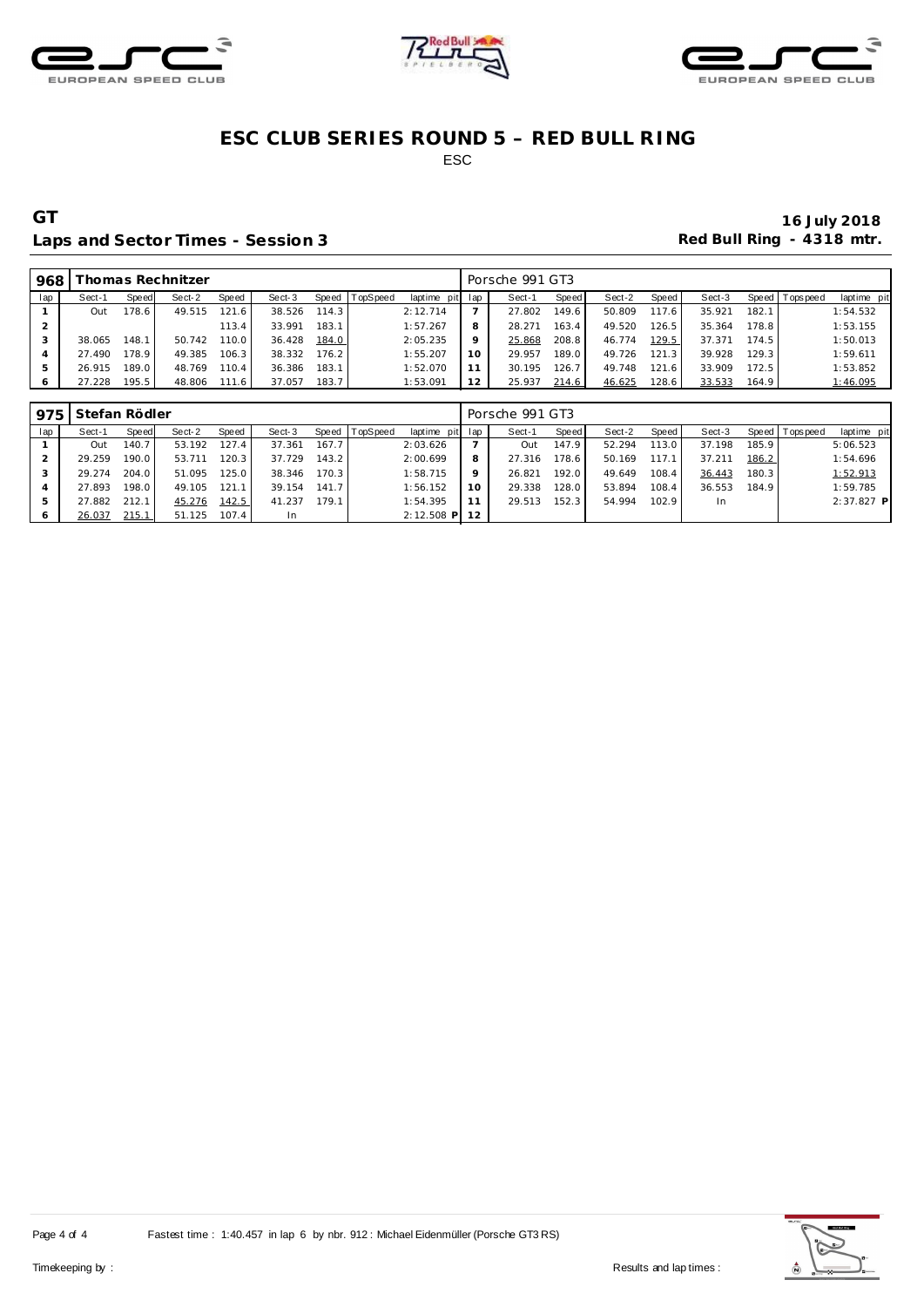# ESC CLUB SERIES ROUND 5 – RED BULL RING

ESC

**GT**

**Laps and Sector Times - Session 3**

**16 July 2018**

**Red Bull Ring - 4318 mtr.**

| 968 | Thomas Rechnitzer | | | | | | | | | Porsche 991 GT3 | | | | | | | | |
|---|---|---|---|---|---|---|---|---|---|---|---|---|---|---|---|---|---|---|
| lap | Sect-1 | Speed | Sect-2 | Speed | Sect-3 | Speed | TopSpeed | laptime pit | lap | Sect-1 | Speed | Sect-2 | Speed | Sect-3 | Speed | Topspeed | laptime pit |
| 1 | Out | 178.6 | 49.515 | 121.6 | 38.526 | 114.3 | | 2:12.714 | 7 | 27.802 | 149.6 | 50.809 | 117.6 | 35.921 | 182.1 | | 1:54.532 |
| 2 | | | | 113.4 | 33.991 | 183.1 | | 1:57.267 | 8 | 28.271 | 163.4 | 49.520 | 126.5 | 35.364 | 178.8 | | 1:53.155 |
| 3 | 38.065 | 148.1 | 50.742 | 110.0 | 36.428 | 184.0 | | 2:05.235 | 9 | 25.868 | 208.8 | 46.774 | 129.5 | 37.371 | 174.5 | | 1:50.013 |
| 4 | 27.490 | 178.9 | 49.385 | 106.3 | 38.332 | 176.2 | | 1:55.207 | 10 | 29.957 | 189.0 | 49.726 | 121.3 | 39.928 | 129.3 | | 1:59.611 |
| 5 | 26.915 | 189.0 | 48.769 | 110.4 | 36.386 | 183.1 | | 1:52.070 | 11 | 30.195 | 126.7 | 49.748 | 121.6 | 33.909 | 172.5 | | 1:53.852 |
| 6 | 27.228 | 195.5 | 48.806 | 111.6 | 37.057 | 183.7 | | 1:53.091 | 12 | 25.937 | 214.6 | 46.625 | 128.6 | 33.533 | 164.9 | | 1:46.095 |

| 975 | Stefan Rödler | | | | | | | | | Porsche 991 GT3 | | | | | | | | |
|---|---|---|---|---|---|---|---|---|---|---|---|---|---|---|---|---|---|---|
| lap | Sect-1 | Speed | Sect-2 | Speed | Sect-3 | Speed | TopSpeed | laptime pit | lap | Sect-1 | Speed | Sect-2 | Speed | Sect-3 | Speed | Topspeed | laptime pit |
| 1 | Out | 140.7 | 53.192 | 127.4 | 37.361 | 167.7 | | 2:03.626 | 7 | Out | 147.9 | 52.294 | 113.0 | 37.198 | 185.9 | | 5:06.523 |
| 2 | 29.259 | 190.0 | 53.711 | 120.3 | 37.729 | 143.2 | | 2:00.699 | 8 | 27.316 | 178.6 | 50.169 | 117.1 | 37.211 | 186.2 | | 1:54.696 |
| 3 | 29.274 | 204.0 | 51.095 | 125.0 | 38.346 | 170.3 | | 1:58.715 | 9 | 26.821 | 192.0 | 49.649 | 108.4 | 36.443 | 180.3 | | 1:52.913 |
| 4 | 27.893 | 198.0 | 49.105 | 121.1 | 39.154 | 141.7 | | 1:56.152 | 10 | 29.338 | 128.0 | 53.894 | 108.4 | 36.553 | 184.9 | | 1:59.785 |
| 5 | 27.882 | 212.1 | 45.276 | 142.5 | 41.237 | 179.1 | | 1:54.395 | 11 | 29.513 | 152.3 | 54.994 | 102.9 | In | | | 2:37.827 P |
| 6 | 26.037 | 215.1 | 51.125 | 107.4 | In | | | 2:12.508 P | 12 | | | | | | | | |

Fastest time : 1:40.457 in lap 6 by nbr. 912 : Michael Eidenmüller (Porsche GT3 RS)

Timekeeping by :

Results and lap times :